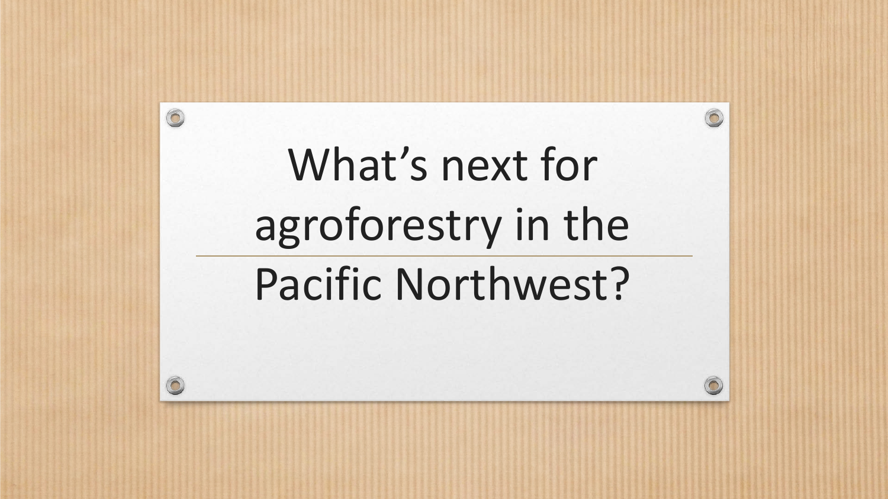# What's next for agroforestry in the Pacific Northwest?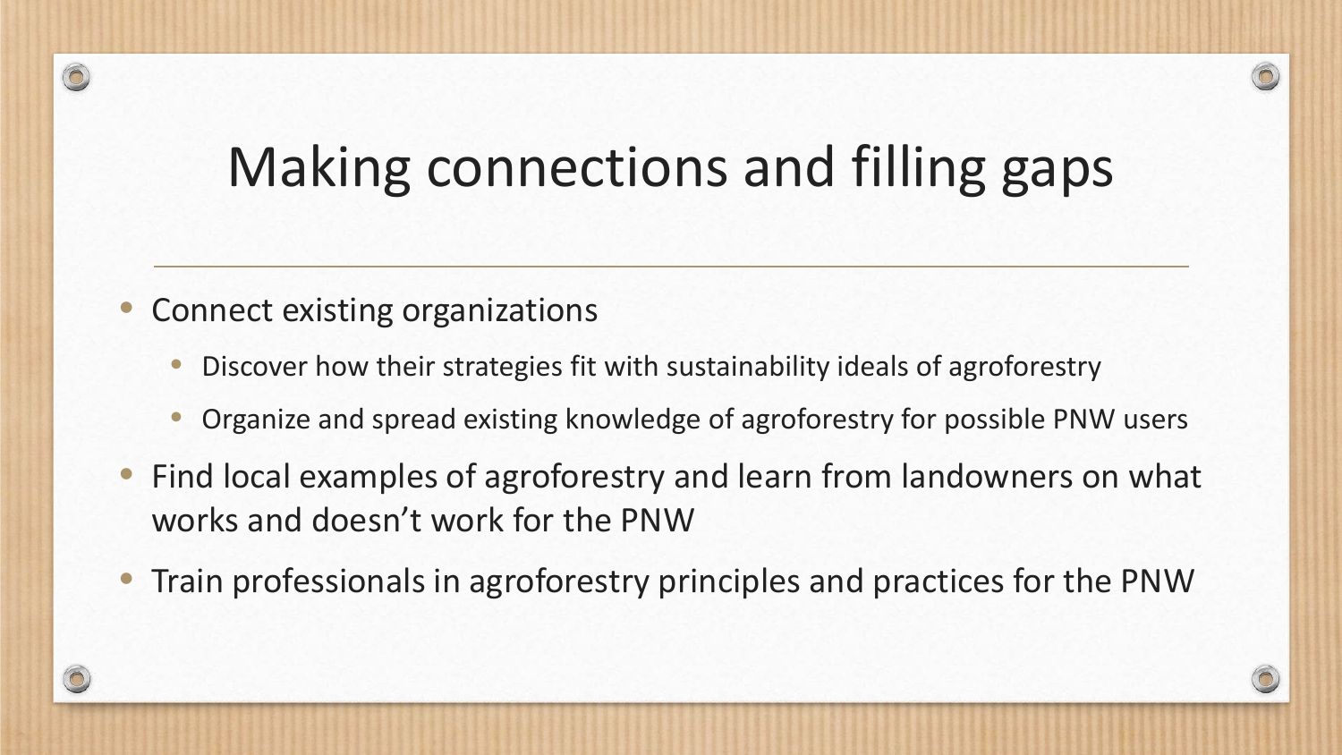# Making connections and filling gaps

- Connect existing organizations
  - Discover how their strategies fit with sustainability ideals of agroforestry
  - Organize and spread existing knowledge of agroforestry for possible PNW users
- Find local examples of agroforestry and learn from landowners on what works and doesn't work for the PNW
- Train professionals in agroforestry principles and practices for the PNW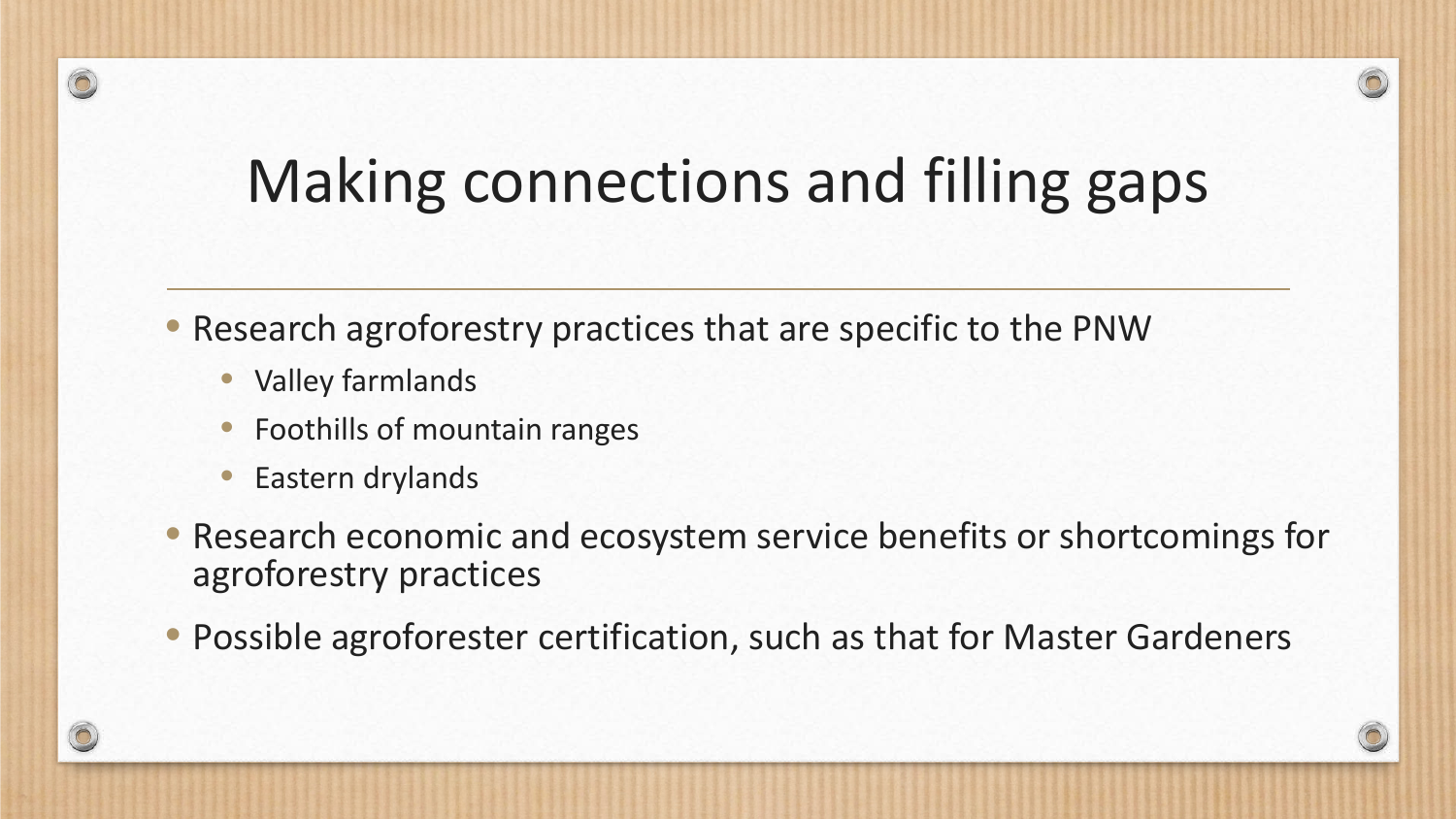# Making connections and filling gaps

- Research agroforestry practices that are specific to the PNW
  - Valley farmlands
  - Foothills of mountain ranges
  - Eastern drylands
- Research economic and ecosystem service benefits or shortcomings for agroforestry practices
- Possible agroforester certification, such as that for Master Gardeners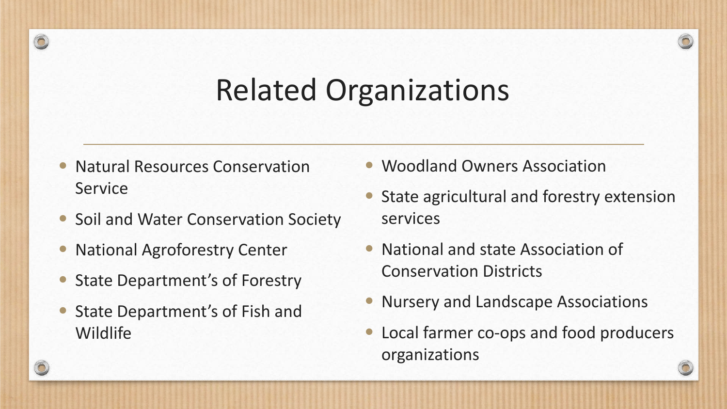# Related Organizations

- Natural Resources Conservation Service
- Soil and Water Conservation Society
- National Agroforestry Center
- State Department’s of Forestry
- State Department’s of Fish and Wildlife
- Woodland Owners Association
- State agricultural and forestry extension services
- National and state Association of Conservation Districts
- Nursery and Landscape Associations
- Local farmer co-ops and food producers organizations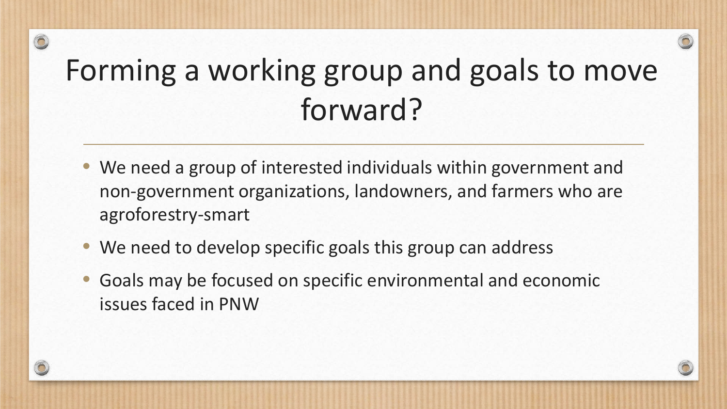# Forming a working group and goals to move forward?

- We need a group of interested individuals within government and non-government organizations, landowners, and farmers who are agroforestry-smart
- We need to develop specific goals this group can address
- Goals may be focused on specific environmental and economic issues faced in PNW